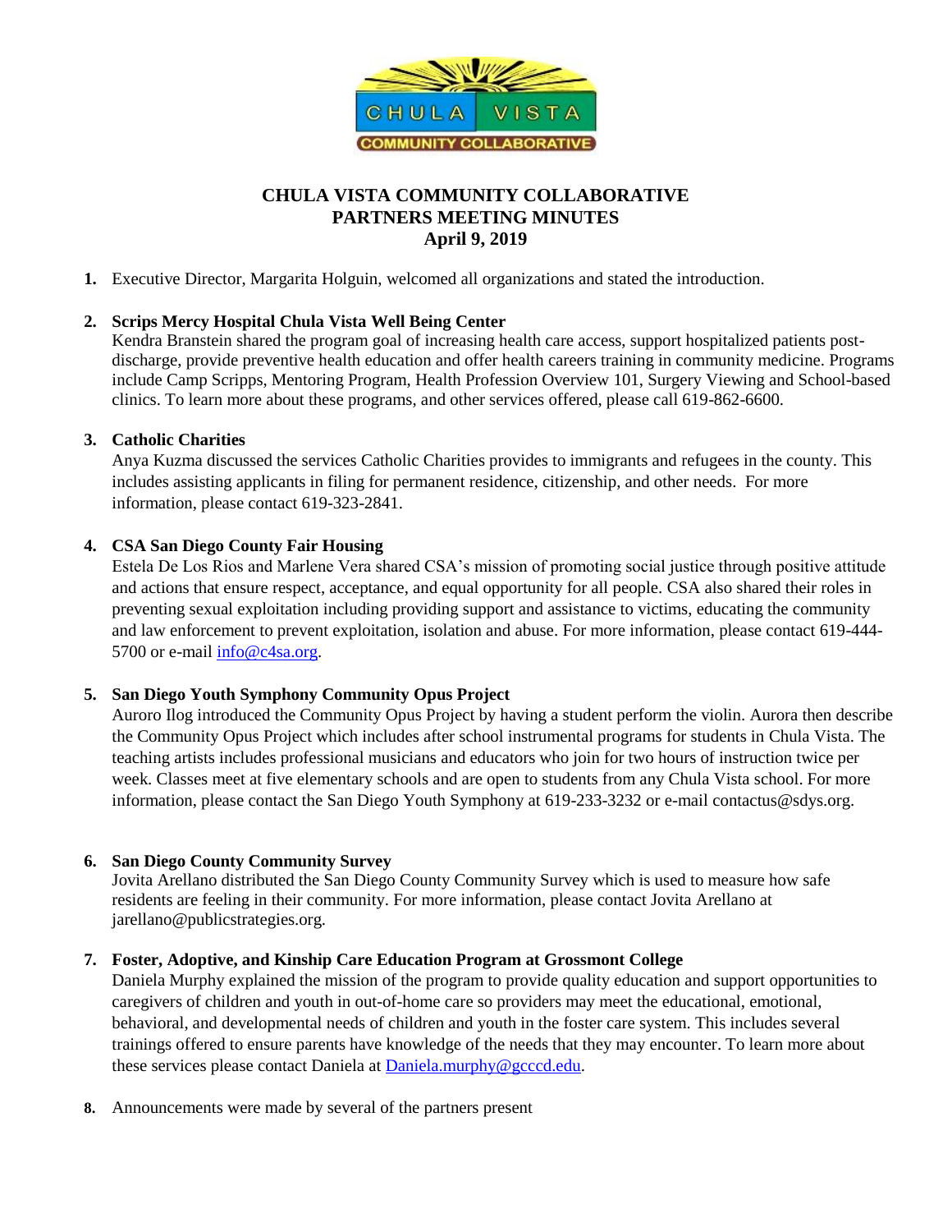# CHULA VISTA COMMUNITY COLLABORATIVE
## PARTNERS MEETING MINUTES
### April 9, 2019

1. Executive Director, Margarita Holguin, welcomed all organizations and stated the introduction.

2. **Scrips Mercy Hospital Chula Vista Well Being Center**
   Kendra Branstein shared the program goal of increasing health care access, support hospitalized patients post-discharge, provide preventive health education and offer health careers training in community medicine. Programs include Camp Scripps, Mentoring Program, Health Profession Overview 101, Surgery Viewing and School-based clinics. To learn more about these programs, and other services offered, please call 619-862-6600.

3. **Catholic Charities**
   Anya Kuzma discussed the services Catholic Charities provides to immigrants and refugees in the county. This includes assisting applicants in filing for permanent residence, citizenship, and other needs. For more information, please contact 619-323-2841.

4. **CSA San Diego County Fair Housing**
   Estela De Los Rios and Marlene Vera shared CSA's mission of promoting social justice through positive attitude and actions that ensure respect, acceptance, and equal opportunity for all people. CSA also shared their roles in preventing sexual exploitation including providing support and assistance to victims, educating the community and law enforcement to prevent exploitation, isolation and abuse. For more information, please contact 619-444-5700 or e-mail info@c4sa.org.

5. **San Diego Youth Symphony Community Opus Project**
   Auroro Ilog introduced the Community Opus Project by having a student perform the violin. Aurora then describe the Community Opus Project which includes after school instrumental programs for students in Chula Vista. The teaching artists includes professional musicians and educators who join for two hours of instruction twice per week. Classes meet at five elementary schools and are open to students from any Chula Vista school. For more information, please contact the San Diego Youth Symphony at 619-233-3232 or e-mail contactus@sdys.org.

6. **San Diego County Community Survey**
   Jovita Arellano distributed the San Diego County Community Survey which is used to measure how safe residents are feeling in their community. For more information, please contact Jovita Arellano at jarellano@publicstrategies.org.

7. **Foster, Adoptive, and Kinship Care Education Program at Grossmont College**
   Daniela Murphy explained the mission of the program to provide quality education and support opportunities to caregivers of children and youth in out-of-home care so providers may meet the educational, emotional, behavioral, and developmental needs of children and youth in the foster care system. This includes several trainings offered to ensure parents have knowledge of the needs that they may encounter. To learn more about these services please contact Daniela at Daniela.murphy@gcccd.edu.

8. Announcements were made by several of the partners present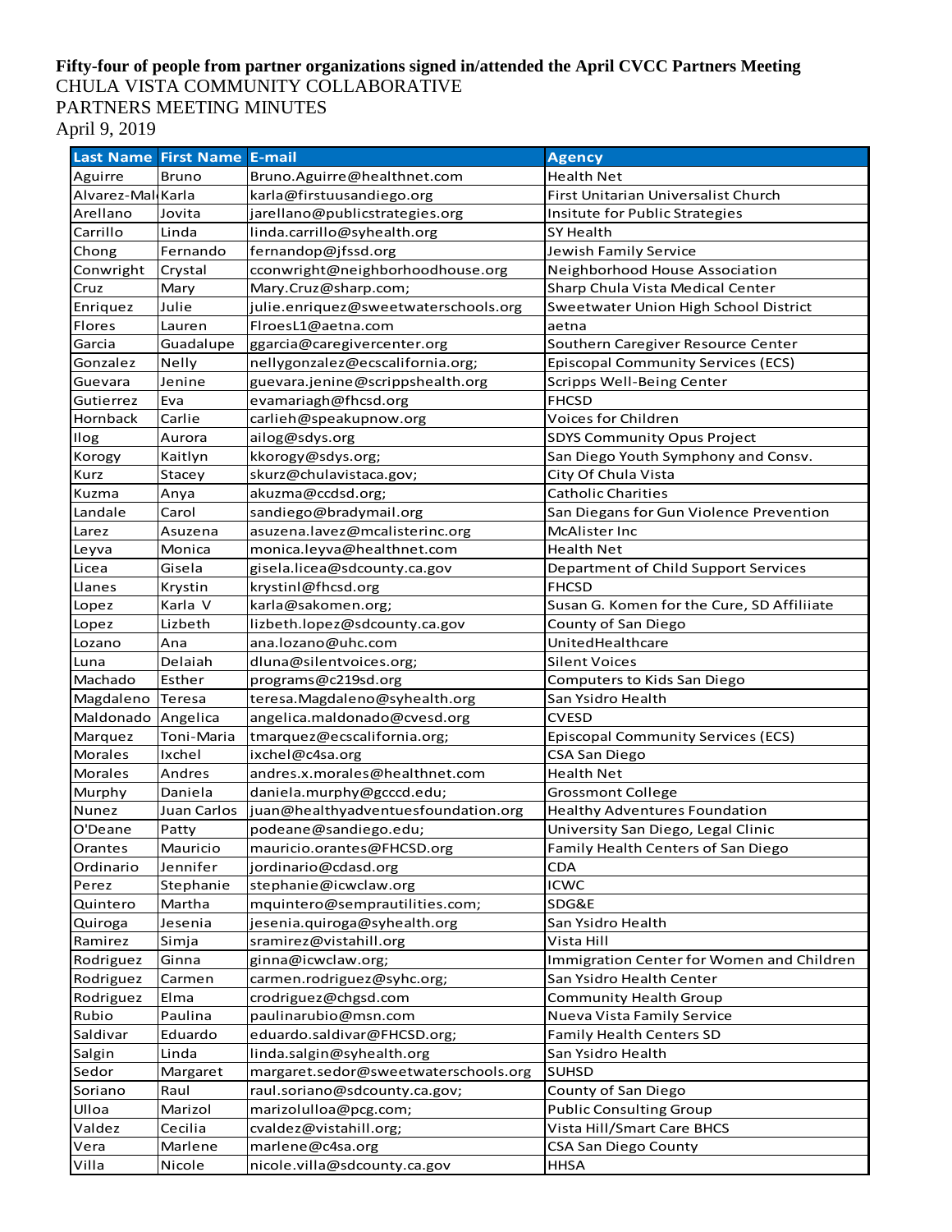**Fifty-four of people from partner organizations signed in/attended the April CVCC Partners Meeting**

CHULA VISTA COMMUNITY COLLABORATIVE
PARTNERS MEETING MINUTES
April 9, 2019

| Last Name | First Name | E-mail | Agency |
|---|---|---|---|
| Aguirre | Bruno | Bruno.Aguirre@healthnet.com | Health Net |
| Alvarez-Mal | Karla | karla@firstuusandiego.org | First Unitarian Universalist Church |
| Arellano | Jovita | jarellano@publicstrategies.org | Insitute for Public Strategies |
| Carrillo | Linda | linda.carrillo@syhealth.org | SY Health |
| Chong | Fernando | fernandop@jfssd.org | Jewish Family Service |
| Conwright | Crystal | cconwright@neighborhoodhouse.org | Neighborhood House Association |
| Cruz | Mary | Mary.Cruz@sharp.com; | Sharp Chula Vista Medical Center |
| Enriquez | Julie | julie.enriquez@sweetwaterschools.org | Sweetwater Union High School District |
| Flores | Lauren | FlroesL1@aetna.com | aetna |
| Garcia | Guadalupe | ggarcia@caregivercenter.org | Southern Caregiver Resource Center |
| Gonzalez | Nelly | nellygonzalez@ecscalifornia.org; | Episcopal Community Services (ECS) |
| Guevara | Jenine | guevara.jenine@scrippshealth.org | Scripps Well-Being Center |
| Gutierrez | Eva | evamariagh@fhcsd.org | FHCSD |
| Hornback | Carlie | carlieh@speakupnow.org | Voices for Children |
| Ilog | Aurora | ailog@sdys.org | SDYS Community Opus Project |
| Korogy | Kaitlyn | kkorogy@sdys.org; | San Diego Youth Symphony and Consv. |
| Kurz | Stacey | skurz@chulavistaca.gov; | City Of Chula Vista |
| Kuzma | Anya | akuzma@ccdsd.org; | Catholic Charities |
| Landale | Carol | sandiego@bradymail.org | San Diegans for Gun Violence Prevention |
| Larez | Asuzena | asuzena.lavez@mcalisterinc.org | McAlister Inc |
| Leyva | Monica | monica.leyva@healthnet.com | Health Net |
| Licea | Gisela | gisela.licea@sdcounty.ca.gov | Department of Child Support Services |
| Llanes | Krystin | krystinl@fhcsd.org | FHCSD |
| Lopez | Karla V | karla@sakomen.org; | Susan G. Komen for the Cure, SD Affiliiate |
| Lopez | Lizbeth | lizbeth.lopez@sdcounty.ca.gov | County of San Diego |
| Lozano | Ana | ana.lozano@uhc.com | UnitedHealthcare |
| Luna | Delaiah | dluna@silentvoices.org; | Silent Voices |
| Machado | Esther | programs@c219sd.org | Computers to Kids San Diego |
| Magdaleno | Teresa | teresa.Magdaleno@syhealth.org | San Ysidro Health |
| Maldonado | Angelica | angelica.maldonado@cvesd.org | CVESD |
| Marquez | Toni-Maria | tmarquez@ecscalifornia.org; | Episcopal Community Services (ECS) |
| Morales | Ixchel | ixchel@c4sa.org | CSA San Diego |
| Morales | Andres | andres.x.morales@healthnet.com | Health Net |
| Murphy | Daniela | daniela.murphy@gcccd.edu; | Grossmont College |
| Nunez | Juan Carlos | juan@healthyadventuesfoundation.org | Healthy Adventures Foundation |
| O'Deane | Patty | podeane@sandiego.edu; | University San Diego, Legal Clinic |
| Orantes | Mauricio | mauricio.orantes@FHCSD.org | Family Health Centers of San Diego |
| Ordinario | Jennifer | jordinario@cdasd.org | CDA |
| Perez | Stephanie | stephanie@icwclaw.org | ICWC |
| Quintero | Martha | mquintero@semprautilities.com; | SDG&E |
| Quiroga | Jesenia | jesenia.quiroga@syhealth.org | San Ysidro Health |
| Ramirez | Simja | sramirez@vistahill.org | Vista Hill |
| Rodriguez | Ginna | ginna@icwclaw.org; | Immigration Center for Women and Children |
| Rodriguez | Carmen | carmen.rodriguez@syhc.org; | San Ysidro Health Center |
| Rodriguez | Elma | crodriguez@chgsd.com | Community Health Group |
| Rubio | Paulina | paulinarubio@msn.com | Nueva Vista Family Service |
| Saldivar | Eduardo | eduardo.saldivar@FHCSD.org; | Family Health Centers SD |
| Salgin | Linda | linda.salgin@syhealth.org | San Ysidro Health |
| Sedor | Margaret | margaret.sedor@sweetwaterschools.org | SUHSD |
| Soriano | Raul | raul.soriano@sdcounty.ca.gov; | County of San Diego |
| Ulloa | Marizol | marizolulloa@pcg.com; | Public Consulting Group |
| Valdez | Cecilia | cvaldez@vistahill.org; | Vista Hill/Smart Care BHCS |
| Vera | Marlene | marlene@c4sa.org | CSA San Diego County |
| Villa | Nicole | nicole.villa@sdcounty.ca.gov | HHSA |